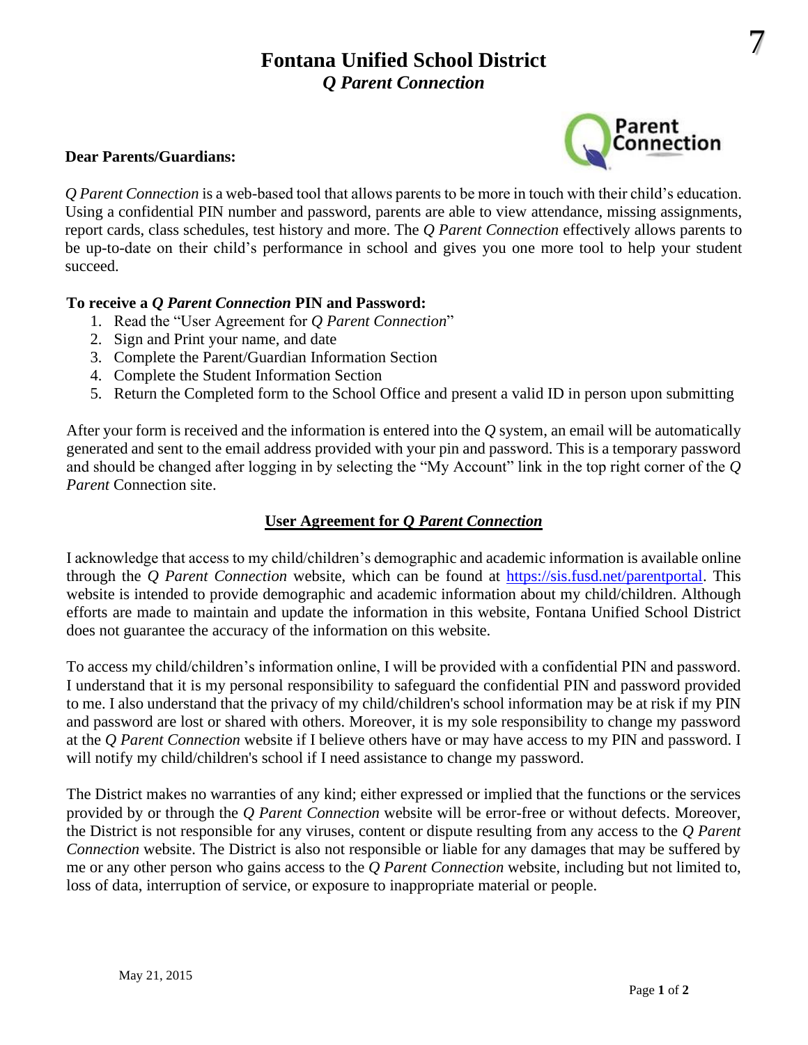# Fontana Unified School District

## *Q Parent Connection*

**Dear Parents/Guardians:**

*Q Parent Connection* is a web-based tool that allows parents to be more in touch with their child's education. Using a confidential PIN number and password, parents are able to view attendance, missing assignments, report cards, class schedules, test history and more. The *Q Parent Connection* effectively allows parents to be up-to-date on their child's performance in school and gives you one more tool to help your student succeed.

**To receive a *Q Parent Connection* PIN and Password:**

1. Read the "User Agreement for *Q Parent Connection*"
2. Sign and Print your name, and date
3. Complete the Parent/Guardian Information Section
4. Complete the Student Information Section
5. Return the Completed form to the School Office and present a valid ID in person upon submitting

After your form is received and the information is entered into the *Q* system, an email will be automatically generated and sent to the email address provided with your pin and password. This is a temporary password and should be changed after logging in by selecting the "My Account" link in the top right corner of the *Q Parent* Connection site.

### User Agreement for *Q Parent Connection*

I acknowledge that access to my child/children's demographic and academic information is available online through the *Q Parent Connection* website, which can be found at https://sis.fusd.net/parentportal. This website is intended to provide demographic and academic information about my child/children. Although efforts are made to maintain and update the information in this website, Fontana Unified School District does not guarantee the accuracy of the information on this website.

To access my child/children's information online, I will be provided with a confidential PIN and password. I understand that it is my personal responsibility to safeguard the confidential PIN and password provided to me. I also understand that the privacy of my child/children's school information may be at risk if my PIN and password are lost or shared with others. Moreover, it is my sole responsibility to change my password at the *Q Parent Connection* website if I believe others have or may have access to my PIN and password. I will notify my child/children's school if I need assistance to change my password.

The District makes no warranties of any kind; either expressed or implied that the functions or the services provided by or through the *Q Parent Connection* website will be error-free or without defects. Moreover, the District is not responsible for any viruses, content or dispute resulting from any access to the *Q Parent Connection* website. The District is also not responsible or liable for any damages that may be suffered by me or any other person who gains access to the *Q Parent Connection* website, including but not limited to, loss of data, interruption of service, or exposure to inappropriate material or people.

May 21, 2015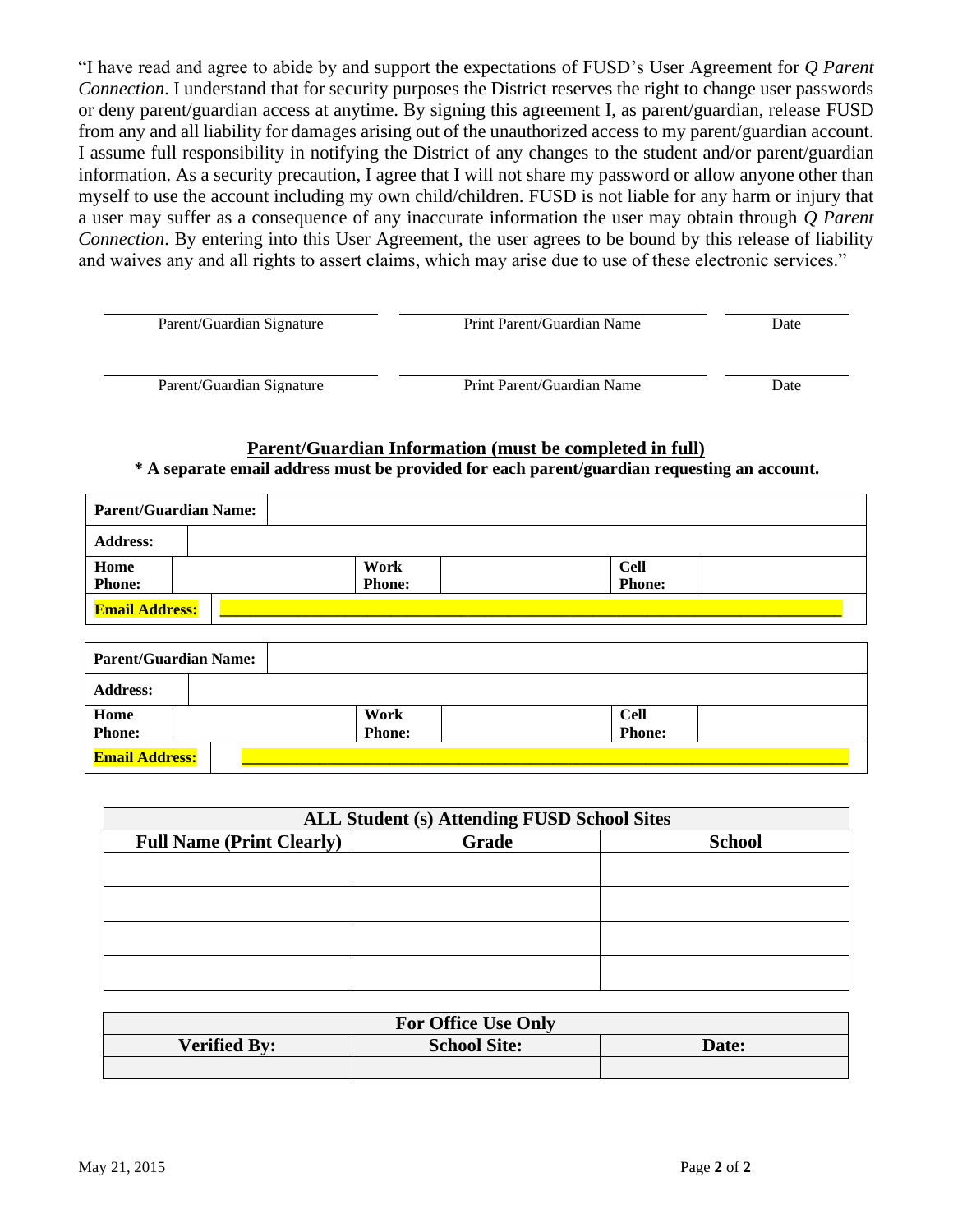"I have read and agree to abide by and support the expectations of FUSD's User Agreement for *Q Parent Connection*. I understand that for security purposes the District reserves the right to change user passwords or deny parent/guardian access at anytime. By signing this agreement I, as parent/guardian, release FUSD from any and all liability for damages arising out of the unauthorized access to my parent/guardian account. I assume full responsibility in notifying the District of any changes to the student and/or parent/guardian information. As a security precaution, I agree that I will not share my password or allow anyone other than myself to use the account including my own child/children. FUSD is not liable for any harm or injury that a user may suffer as a consequence of any inaccurate information the user may obtain through *Q Parent Connection*. By entering into this User Agreement, the user agrees to be bound by this release of liability and waives any and all rights to assert claims, which may arise due to use of these electronic services."

______________________________ ______________________________ __________
Parent/Guardian Signature — Print Parent/Guardian Name — Date

______________________________ ______________________________ __________
Parent/Guardian Signature — Print Parent/Guardian Name — Date

## Parent/Guardian Information (must be completed in full)

**\* A separate email address must be provided for each parent/guardian requesting an account.**

| | | | | | |
|---|---|---|---|---|---|
| **Parent/Guardian Name:** | | | | | |
| **Address:** | | | | | |
| **Home Phone:** | | **Work Phone:** | | **Cell Phone:** | |
| **Email Address:** | ______________________________ | | | | |

| | | | | | |
|---|---|---|---|---|---|
| **Parent/Guardian Name:** | | | | | |
| **Address:** | | | | | |
| **Home Phone:** | | **Work Phone:** | | **Cell Phone:** | |
| **Email Address:** | ______________________________ | | | | |

| ALL Student (s) Attending FUSD School Sites | | |
|---|---|---|
| **Full Name (Print Clearly)** | **Grade** | **School** |
| | | |
| | | |
| | | |
| | | |

| For Office Use Only | | |
|---|---|---|
| **Verified By:** | **School Site:** | **Date:** |
| | | |

May 21, 2015